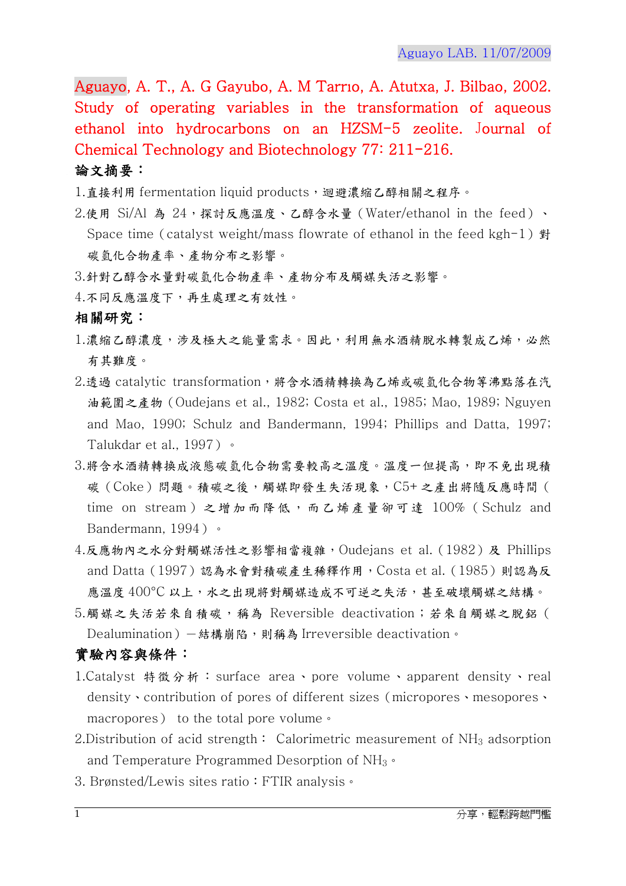Aguayo, A. T., A. G Gayubo, A. M Tarrıo, A. Atutxa, J. Bilbao, 2002. Study of operating variables in the transformation of aqueous ethanol into hydrocarbons on an HZSM-5 zeolite. Journal of Chemical Technology and Biotechnology 77: 211-216.

## 論文摘要：

1. 直接利用 fermentation liquid products，迴避濃縮乙醇相關之程序。
2. 使用 Si/Al 為 24，探討反應溫度、乙醇含水量（Water/ethanol in the feed）、Space time（catalyst weight/mass flowrate of ethanol in the feed kgh-1）對碳氫化合物產率、產物分布之影響。
3. 針對乙醇含水量對碳氫化合物產率、產物分布及觸媒失活之影響。
4. 不同反應溫度下，再生處理之有效性。

## 相關研究：

1. 濃縮乙醇濃度，涉及極大之能量需求。因此，利用無水酒精脫水轉製成乙烯，必然有其難度。
2. 透過 catalytic transformation，將含水酒精轉換為乙烯或碳氫化合物等沸點落在汽油範圍之產物（Oudejans et al., 1982; Costa et al., 1985; Mao, 1989; Nguyen and Mao, 1990; Schulz and Bandermann, 1994; Phillips and Datta, 1997; Talukdar et al., 1997）。
3. 將含水酒精轉換成液態碳氫化合物需要較高之溫度。溫度一但提高，即不免出現積碳（Coke）問題。積碳之後，觸媒即發生失活現象，C5+ 之產出將隨反應時間（time on stream）之增加而降低，而乙烯產量卻可達 100%（Schulz and Bandermann, 1994）。
4. 反應物內之水分對觸媒活性之影響相當複雜，Oudejans et al.（1982）及 Phillips and Datta（1997）認為水會對積碳產生稀釋作用，Costa et al.（1985）則認為反應溫度 400°C 以上，水之出現將對觸媒造成不可逆之失活，甚至破壞觸媒之結構。
5. 觸媒之失活若來自積碳，稱為 Reversible deactivation；若來自觸媒之脫鋁（Dealumination）－結構崩陷，則稱為 Irreversible deactivation。

## 實驗內容與條件：

1. Catalyst 特徵分析：surface area、pore volume、apparent density、real density、contribution of pores of different sizes（micropores、mesopores、macropores） to the total pore volume。
2. Distribution of acid strength： Calorimetric measurement of $NH_3$ adsorption and Temperature Programmed Desorption of $NH_3$。
3. Brønsted/Lewis sites ratio：FTIR analysis。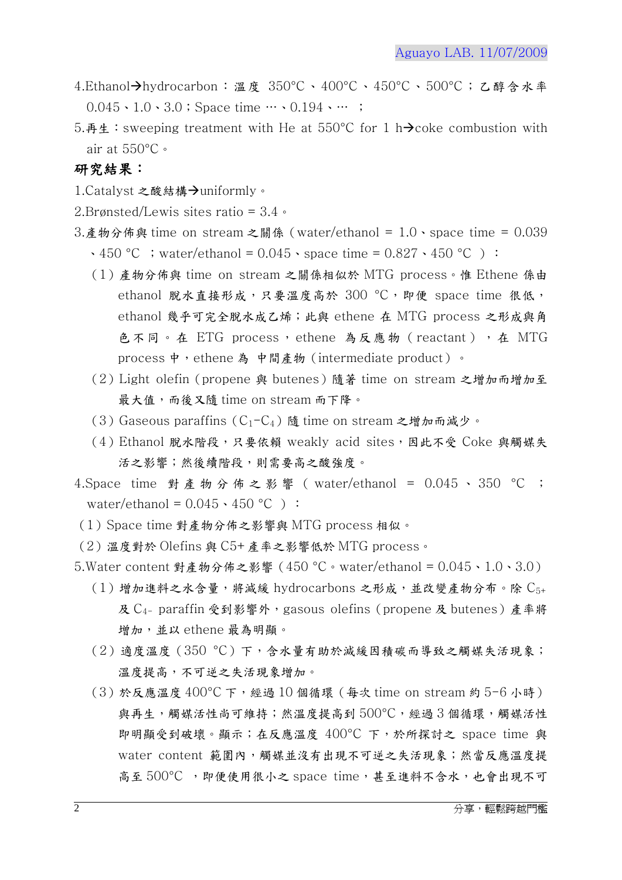4.Ethanol→hydrocarbon：溫度 350°C、400°C、450°C、500°C；乙醇含水率 0.045、1.0、3.0；Space time …、0.194、… ；

5.再生：sweeping treatment with He at 550°C for 1 h→coke combustion with air at 550°C。

**研究結果：**

1.Catalyst 之酸結構→uniformly。

2.Brønsted/Lewis sites ratio = 3.4。

3.產物分佈與 time on stream 之關係（water/ethanol = 1.0、space time = 0.039、450 °C ；water/ethanol = 0.045、space time = 0.827、450 °C ）：

（1）產物分佈與 time on stream 之關係相似於 MTG process。惟 Ethene 係由 ethanol 脫水直接形成，只要溫度高於 300 °C，即使 space time 很低，ethanol 幾乎可完全脫水成乙烯；此與 ethene 在 MTG process 之形成與角色不同。在 ETG process，ethene 為反應物（reactant），在 MTG process 中，ethene 為 中間產物（intermediate product）。

（2）Light olefin（propene 與 butenes）隨著 time on stream 之增加而增加至最大值，而後又隨 time on stream 而下降。

（3）Gaseous paraffins（$C_1$-$C_4$）隨 time on stream 之增加而減少。

（4）Ethanol 脫水階段，只要依賴 weakly acid sites，因此不受 Coke 與觸媒失活之影響；然後續階段，則需要高之酸強度。

4.Space time 對產物分佈之影響（water/ethanol = 0.045、350 °C ；water/ethanol = 0.045、450 °C ）：

（1）Space time 對產物分佈之影響與 MTG process 相似。

（2）溫度對於 Olefins 與 C5+ 產率之影響低於 MTG process。

5.Water content 對產物分佈之影響（450 °C。water/ethanol = 0.045、1.0、3.0）

（1）增加進料之水含量，將減緩 hydrocarbons 之形成，並改變產物分布。除 $C_{5+}$ 及 $C_{4-}$ paraffin 受到影響外，gasous olefins（propene 及 butenes）產率將增加，並以 ethene 最為明顯。

（2）適度溫度（350 °C）下，含水量有助於減緩因積碳而導致之觸媒失活現象；溫度提高，不可逆之失活現象增加。

（3）於反應溫度 400°C 下，經過 10 個循環（每次 time on stream 約 5-6 小時）與再生，觸媒活性尚可維持；然溫度提高到 500°C，經過 3 個循環，觸媒活性即明顯受到破壞。顯示；在反應溫度 400°C 下，於所探討之 space time 與 water content 範圍內，觸媒並沒有出現不可逆之失活現象；然當反應溫度提高至 500°C ，即便使用很小之 space time，甚至進料不含水，也會出現不可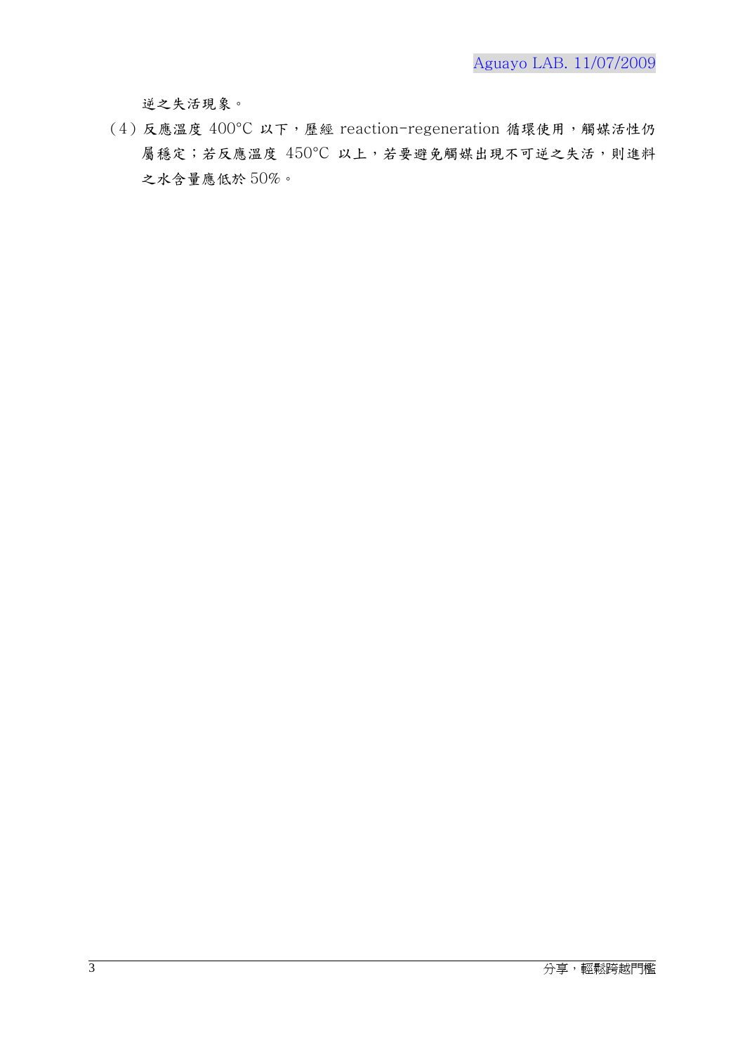逆之失活現象。

（4）反應溫度 400°C 以下，歷經 reaction-regeneration 循環使用，觸媒活性仍屬穩定；若反應溫度 450°C 以上，若要避免觸媒出現不可逆之失活，則進料之水含量應低於 50%。